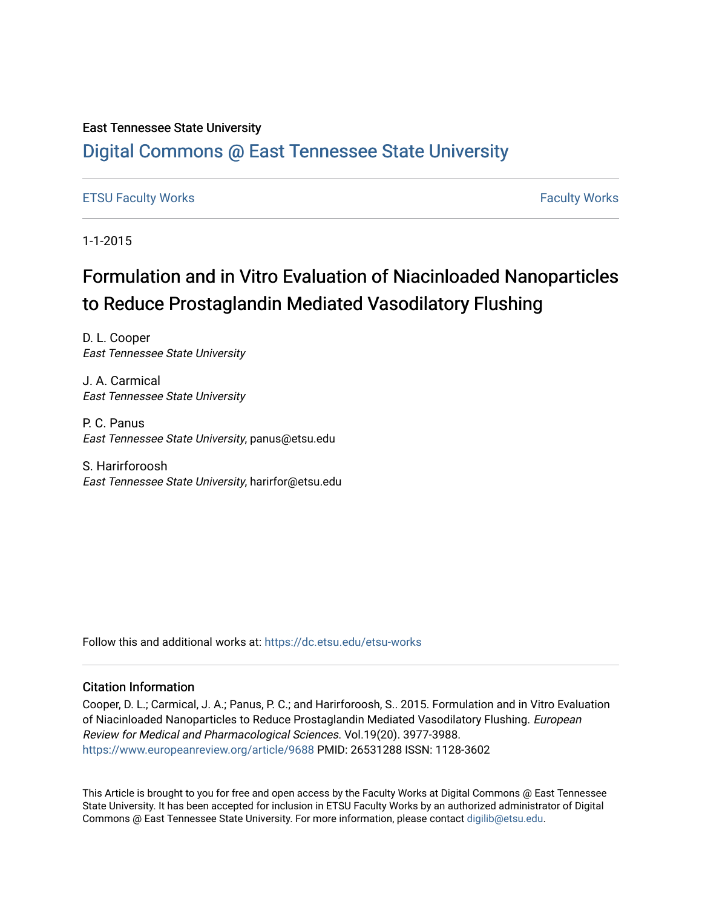East Tennessee State University

# Digital Commons @ East Tennessee State University

ETSU Faculty Works | Faculty Works

1-1-2015

## Formulation and in Vitro Evaluation of Niacinloaded Nanoparticles to Reduce Prostaglandin Mediated Vasodilatory Flushing

D. L. Cooper
*East Tennessee State University*

J. A. Carmical
*East Tennessee State University*

P. C. Panus
*East Tennessee State University*, panus@etsu.edu

S. Harirforoosh
*East Tennessee State University*, harirfor@etsu.edu

Follow this and additional works at: https://dc.etsu.edu/etsu-works

### Citation Information

Cooper, D. L.; Carmical, J. A.; Panus, P. C.; and Harirforoosh, S.. 2015. Formulation and in Vitro Evaluation of Niacinloaded Nanoparticles to Reduce Prostaglandin Mediated Vasodilatory Flushing. *European Review for Medical and Pharmacological Sciences*. Vol.19(20). 3977-3988. https://www.europeanreview.org/article/9688 PMID: 26531288 ISSN: 1128-3602

This Article is brought to you for free and open access by the Faculty Works at Digital Commons @ East Tennessee State University. It has been accepted for inclusion in ETSU Faculty Works by an authorized administrator of Digital Commons @ East Tennessee State University. For more information, please contact digilib@etsu.edu.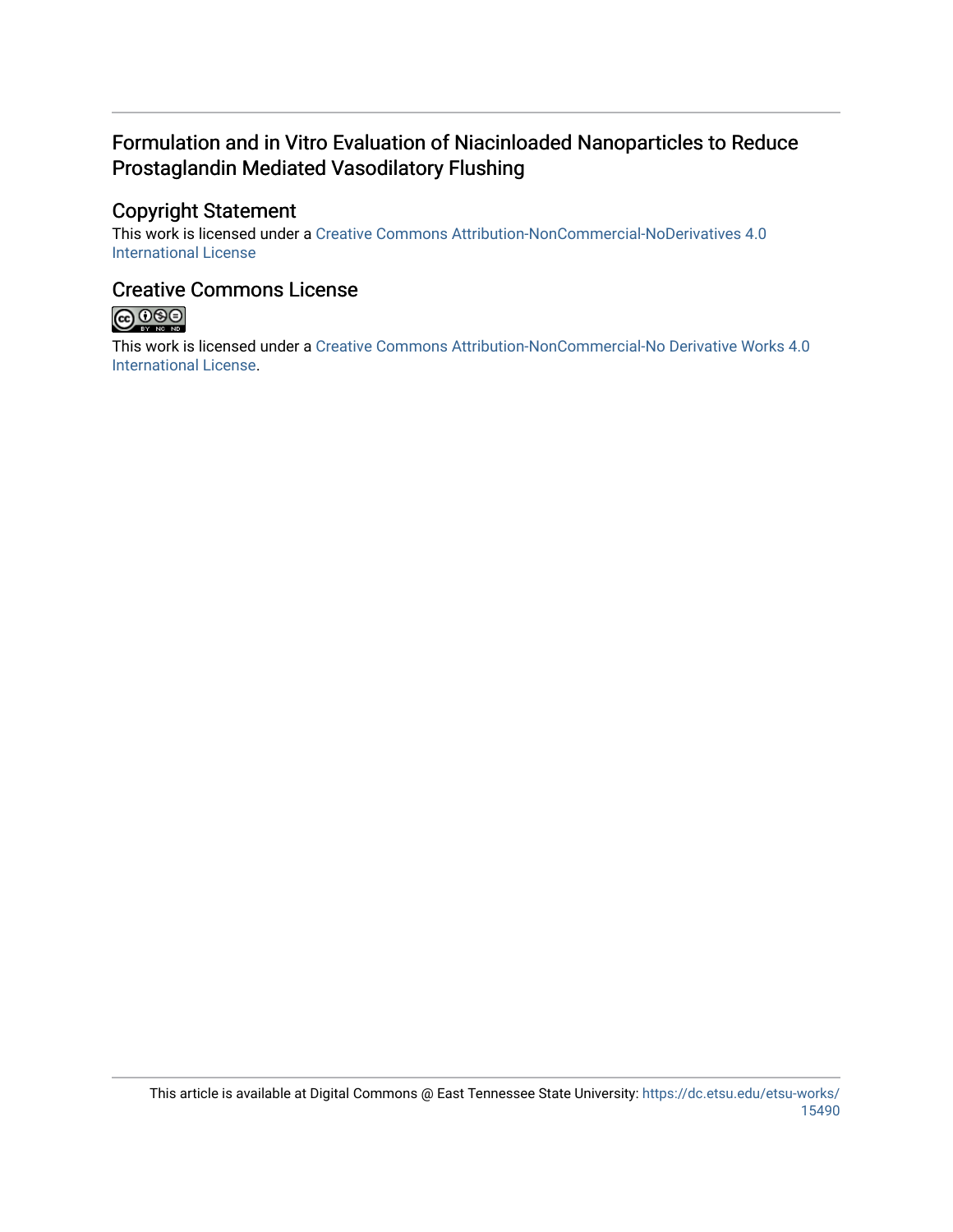# Formulation and in Vitro Evaluation of Niacinloaded Nanoparticles to Reduce Prostaglandin Mediated Vasodilatory Flushing

## Copyright Statement

This work is licensed under a Creative Commons Attribution-NonCommercial-NoDerivatives 4.0 International License

## Creative Commons License

This work is licensed under a Creative Commons Attribution-NonCommercial-No Derivative Works 4.0 International License.

This article is available at Digital Commons @ East Tennessee State University: https://dc.etsu.edu/etsu-works/15490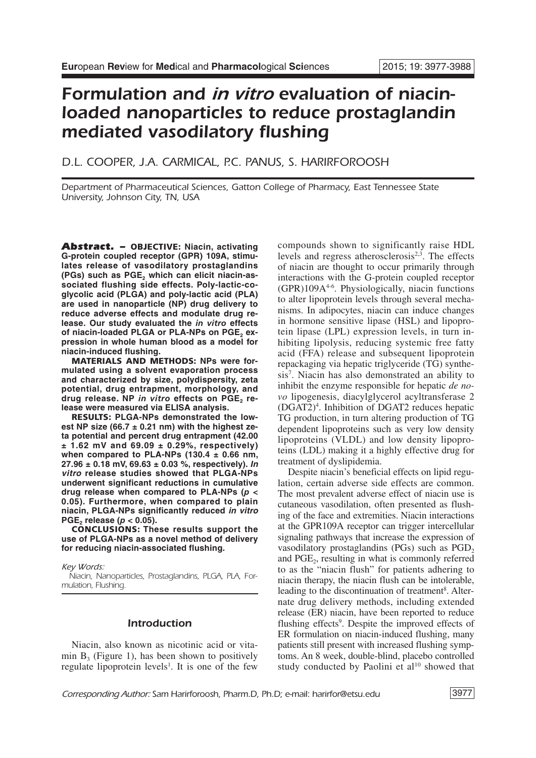# Formulation and *in vitro* evaluation of niacin-loaded nanoparticles to reduce prostaglandin mediated vasodilatory flushing

D.L. COOPER, J.A. CARMICAL, P.C. PANUS, S. HARIRFOROOSH

*Department of Pharmaceutical Sciences, Gatton College of Pharmacy, East Tennessee State University, Johnson City, TN, USA*

**Abstract. – OBJECTIVE: Niacin, activating G-protein coupled receptor (GPR) 109A, stimulates release of vasodilatory prostaglandins (PGs) such as $PGE_2$ which can elicit niacin-associated flushing side effects. Poly-lactic-co-glycolic acid (PLGA) and poly-lactic acid (PLA) are used in nanoparticle (NP) drug delivery to reduce adverse effects and modulate drug release. Our study evaluated the *in vitro* effects of niacin-loaded PLGA or PLA-NPs on $PGE_2$ expression in whole human blood as a model for niacin-induced flushing.**

**MATERIALS AND METHODS: NPs were formulated using a solvent evaporation process and characterized by size, polydispersity, zeta potential, drug entrapment, morphology, and drug release. NP *in vitro* effects on $PGE_2$ release were measured via ELISA analysis.**

**RESULTS: PLGA-NPs demonstrated the lowest NP size (66.7 ± 0.21 nm) with the highest zeta potential and percent drug entrapment (42.00 ± 1.62 mV and 69.09 ± 0.29%, respectively) when compared to PLA-NPs (130.4 ± 0.66 nm, 27.96 ± 0.18 mV, 69.63 ± 0.03 %, respectively). *In vitro* release studies showed that PLGA-NPs underwent significant reductions in cumulative drug release when compared to PLA-NPs ($p < 0.05$). Furthermore, when compared to plain niacin, PLGA-NPs significantly reduced *in vitro* $PGE_2$ release ($p < 0.05$).**

**CONCLUSIONS: These results support the use of PLGA-NPs as a novel method of delivery for reducing niacin-associated flushing.**

*Key Words:*

Niacin, Nanoparticles, Prostaglandins, PLGA, PLA, Formulation, Flushing.

## Introduction

Niacin, also known as nicotinic acid or vitamin $B_3$ (Figure 1), has been shown to positively regulate lipoprotein levels[1]. It is one of the few compounds shown to significantly raise HDL levels and regress atherosclerosis[2,3]. The effects of niacin are thought to occur primarily through interactions with the G-protein coupled receptor (GPR)109A[4-6]. Physiologically, niacin functions to alter lipoprotein levels through several mechanisms. In adipocytes, niacin can induce changes in hormone sensitive lipase (HSL) and lipoprotein lipase (LPL) expression levels, in turn inhibiting lipolysis, reducing systemic free fatty acid (FFA) release and subsequent lipoprotein repackaging via hepatic triglyceride (TG) synthesis[7]. Niacin has also demonstrated an ability to inhibit the enzyme responsible for hepatic *de novo* lipogenesis, diacylglycerol acyltransferase 2 (DGAT2)[4]. Inhibition of DGAT2 reduces hepatic TG production, in turn altering production of TG dependent lipoproteins such as very low density lipoproteins (VLDL) and low density lipoproteins (LDL) making it a highly effective drug for treatment of dyslipidemia.

Despite niacin's beneficial effects on lipid regulation, certain adverse side effects are common. The most prevalent adverse effect of niacin use is cutaneous vasodilation, often presented as flushing of the face and extremities. Niacin interactions at the GPR109A receptor can trigger intercellular signaling pathways that increase the expression of vasodilatory prostaglandins (PGs) such as $PGD_2$ and $PGE_2$, resulting in what is commonly referred to as the "niacin flush" for patients adhering to niacin therapy, the niacin flush can be intolerable, leading to the discontinuation of treatment[8]. Alternate drug delivery methods, including extended release (ER) niacin, have been reported to reduce flushing effects[9]. Despite the improved effects of ER formulation on niacin-induced flushing, many patients still present with increased flushing symptoms. An 8 week, double-blind, placebo controlled study conducted by Paolini et al[10] showed that

*Corresponding Author:* Sam Harirforoosh, Pharm.D, Ph.D; e-mail: harirfor@etsu.edu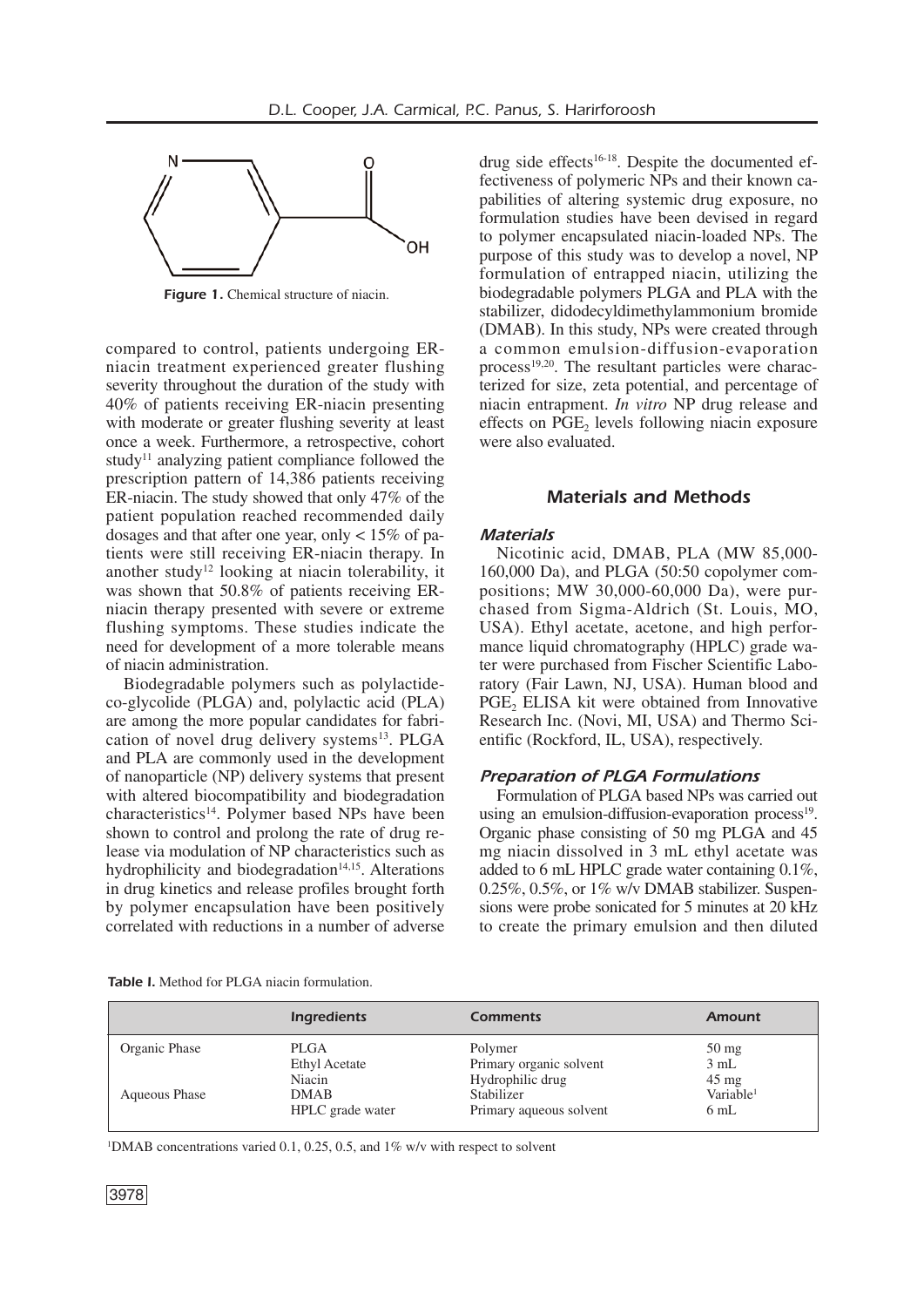Figure 1. Chemical structure of niacin.

compared to control, patients undergoing ER-niacin treatment experienced greater flushing severity throughout the duration of the study with 40% of patients receiving ER-niacin presenting with moderate or greater flushing severity at least once a week. Furthermore, a retrospective, cohort study[11] analyzing patient compliance followed the prescription pattern of 14,386 patients receiving ER-niacin. The study showed that only 47% of the patient population reached recommended daily dosages and that after one year, only < 15% of patients were still receiving ER-niacin therapy. In another study[12] looking at niacin tolerability, it was shown that 50.8% of patients receiving ER-niacin therapy presented with severe or extreme flushing symptoms. These studies indicate the need for development of a more tolerable means of niacin administration.

Biodegradable polymers such as polylactide-co-glycolide (PLGA) and, polylactic acid (PLA) are among the more popular candidates for fabrication of novel drug delivery systems[13]. PLGA and PLA are commonly used in the development of nanoparticle (NP) delivery systems that present with altered biocompatibility and biodegradation characteristics[14]. Polymer based NPs have been shown to control and prolong the rate of drug release via modulation of NP characteristics such as hydrophilicity and biodegradation[14,15]. Alterations in drug kinetics and release profiles brought forth by polymer encapsulation have been positively correlated with reductions in a number of adverse drug side effects[16-18]. Despite the documented effectiveness of polymeric NPs and their known capabilities of altering systemic drug exposure, no formulation studies have been devised in regard to polymer encapsulated niacin-loaded NPs. The purpose of this study was to develop a novel, NP formulation of entrapped niacin, utilizing the biodegradable polymers PLGA and PLA with the stabilizer, didodecyldimethylammonium bromide (DMAB). In this study, NPs were created through a common emulsion-diffusion-evaporation process[19,20]. The resultant particles were characterized for size, zeta potential, and percentage of niacin entrapment. *In vitro* NP drug release and effects on $PGE_2$ levels following niacin exposure were also evaluated.

## Materials and Methods

### Materials

Nicotinic acid, DMAB, PLA (MW 85,000-160,000 Da), and PLGA (50:50 copolymer compositions; MW 30,000-60,000 Da), were purchased from Sigma-Aldrich (St. Louis, MO, USA). Ethyl acetate, acetone, and high performance liquid chromatography (HPLC) grade water were purchased from Fischer Scientific Laboratory (Fair Lawn, NJ, USA). Human blood and $PGE_2$ ELISA kit were obtained from Innovative Research Inc. (Novi, MI, USA) and Thermo Scientific (Rockford, IL, USA), respectively.

### Preparation of PLGA Formulations

Formulation of PLGA based NPs was carried out using an emulsion-diffusion-evaporation process[19]. Organic phase consisting of 50 mg PLGA and 45 mg niacin dissolved in 3 mL ethyl acetate was added to 6 mL HPLC grade water containing 0.1%, 0.25%, 0.5%, or 1% w/v DMAB stabilizer. Suspensions were probe sonicated for 5 minutes at 20 kHz to create the primary emulsion and then diluted

**Table I.** Method for PLGA niacin formulation.

| | Ingredients | Comments | Amount |
|---|---|---|---|
| Organic Phase | PLGA | Polymer | 50 mg |
| | Ethyl Acetate | Primary organic solvent | 3 mL |
| | Niacin | Hydrophilic drug | 45 mg |
| Aqueous Phase | DMAB | Stabilizer | Variable[1] |
| | HPLC grade water | Primary aqueous solvent | 6 mL |

[1]DMAB concentrations varied 0.1, 0.25, 0.5, and 1% w/v with respect to solvent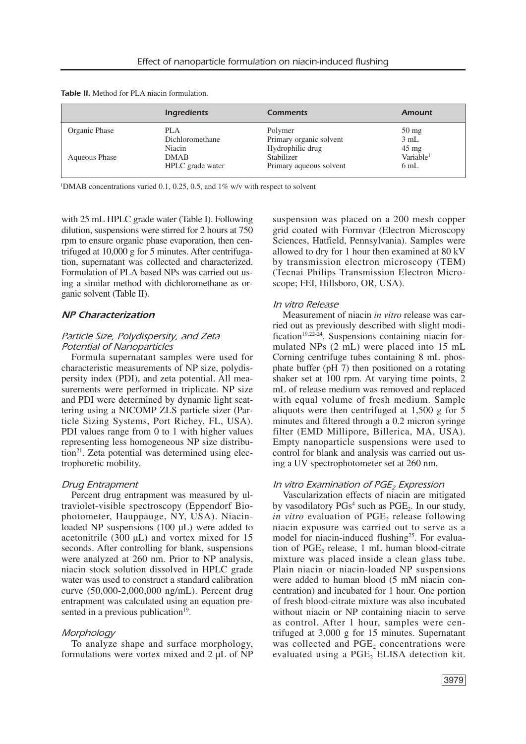**Table II.** Method for PLA niacin formulation.

| | Ingredients | Comments | Amount |
|---|---|---|---|
| Organic Phase | PLA | Polymer | 50 mg |
| | Dichloromethane | Primary organic solvent | 3 mL |
| | Niacin | Hydrophilic drug | 45 mg |
| Aqueous Phase | DMAB | Stabilizer | Variable[1] |
| | HPLC grade water | Primary aqueous solvent | 6 mL |

[1]DMAB concentrations varied 0.1, 0.25, 0.5, and 1% w/v with respect to solvent

with 25 mL HPLC grade water (Table I). Following dilution, suspensions were stirred for 2 hours at 750 rpm to ensure organic phase evaporation, then centrifuged at 10,000 g for 5 minutes. After centrifugation, supernatant was collected and characterized. Formulation of PLA based NPs was carried out using a similar method with dichloromethane as organic solvent (Table II).

## NP Characterization

### Particle Size, Polydispersity, and Zeta Potential of Nanoparticles

Formula supernatant samples were used for characteristic measurements of NP size, polydispersity index (PDI), and zeta potential. All measurements were performed in triplicate. NP size and PDI were determined by dynamic light scattering using a NICOMP ZLS particle sizer (Particle Sizing Systems, Port Richey, FL, USA). PDI values range from 0 to 1 with higher values representing less homogeneous NP size distribution[21]. Zeta potential was determined using electrophoretic mobility.

### Drug Entrapment

Percent drug entrapment was measured by ultraviolet-visible spectroscopy (Eppendorf Biophotometer, Hauppauge, NY, USA). Niacin-loaded NP suspensions (100 μL) were added to acetonitrile (300 μL) and vortex mixed for 15 seconds. After controlling for blank, suspensions were analyzed at 260 nm. Prior to NP analysis, niacin stock solution dissolved in HPLC grade water was used to construct a standard calibration curve (50,000-2,000,000 ng/mL). Percent drug entrapment was calculated using an equation presented in a previous publication[19].

### Morphology

To analyze shape and surface morphology, formulations were vortex mixed and 2 μL of NP suspension was placed on a 200 mesh copper grid coated with Formvar (Electron Microscopy Sciences, Hatfield, Pennsylvania). Samples were allowed to dry for 1 hour then examined at 80 kV by transmission electron microscopy (TEM) (Tecnai Philips Transmission Electron Microscope; FEI, Hillsboro, OR, USA).

### In vitro Release

Measurement of niacin *in vitro* release was carried out as previously described with slight modification[19,22-24]. Suspensions containing niacin formulated NPs (2 mL) were placed into 15 mL Corning centrifuge tubes containing 8 mL phosphate buffer (pH 7) then positioned on a rotating shaker set at 100 rpm. At varying time points, 2 mL of release medium was removed and replaced with equal volume of fresh medium. Sample aliquots were then centrifuged at 1,500 g for 5 minutes and filtered through a 0.2 micron syringe filter (EMD Millipore, Billerica, MA, USA). Empty nanoparticle suspensions were used to control for blank and analysis was carried out using a UV spectrophotometer set at 260 nm.

### In vitro Examination of $PGE_2$ Expression

Vascularization effects of niacin are mitigated by vasodilatory PGs[4] such as $PGE_2$. In our study, *in vitro* evaluation of $PGE_2$ release following niacin exposure was carried out to serve as a model for niacin-induced flushing[25]. For evaluation of $PGE_2$ release, 1 mL human blood-citrate mixture was placed inside a clean glass tube. Plain niacin or niacin-loaded NP suspensions were added to human blood (5 mM niacin concentration) and incubated for 1 hour. One portion of fresh blood-citrate mixture was also incubated without niacin or NP containing niacin to serve as control. After 1 hour, samples were centrifuged at 3,000 g for 15 minutes. Supernatant was collected and $PGE_2$ concentrations were evaluated using a $PGE_2$ ELISA detection kit.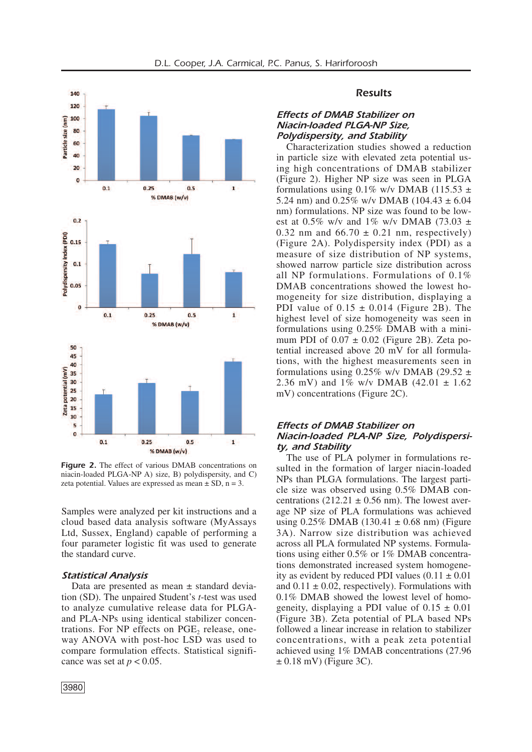**Figure 2.** The effect of various DMAB concentrations on niacin-loaded PLGA-NP A) size, B) polydispersity, and C) zeta potential. Values are expressed as mean ± SD, n = 3.

Samples were analyzed per kit instructions and a cloud based data analysis software (MyAssays Ltd, Sussex, England) capable of performing a four parameter logistic fit was used to generate the standard curve.

### *Statistical Analysis*

Data are presented as mean ± standard deviation (SD). The unpaired Student's *t*-test was used to analyze cumulative release data for PLGA- and PLA-NPs using identical stabilizer concentrations. For NP effects on $PGE_2$ release, one-way ANOVA with post-hoc LSD was used to compare formulation effects. Statistical significance was set at $p < 0.05$.

## Results

### *Effects of DMAB Stabilizer on Niacin-loaded PLGA-NP Size, Polydispersity, and Stability*

Characterization studies showed a reduction in particle size with elevated zeta potential using high concentrations of DMAB stabilizer (Figure 2). Higher NP size was seen in PLGA formulations using 0.1% w/v DMAB (115.53 ± 5.24 nm) and 0.25% w/v DMAB (104.43 ± 6.04 nm) formulations. NP size was found to be lowest at 0.5% w/v and 1% w/v DMAB (73.03 ± 0.32 nm and 66.70 ± 0.21 nm, respectively) (Figure 2A). Polydispersity index (PDI) as a measure of size distribution of NP systems, showed narrow particle size distribution across all NP formulations. Formulations of 0.1% DMAB concentrations showed the lowest homogeneity for size distribution, displaying a PDI value of 0.15 ± 0.014 (Figure 2B). The highest level of size homogeneity was seen in formulations using 0.25% DMAB with a minimum PDI of 0.07 ± 0.02 (Figure 2B). Zeta potential increased above 20 mV for all formulations, with the highest measurements seen in formulations using 0.25% w/v DMAB (29.52 ± 2.36 mV) and 1% w/v DMAB (42.01 ± 1.62 mV) concentrations (Figure 2C).

### *Effects of DMAB Stabilizer on Niacin-loaded PLA-NP Size, Polydispersity, and Stability*

The use of PLA polymer in formulations resulted in the formation of larger niacin-loaded NPs than PLGA formulations. The largest particle size was observed using 0.5% DMAB concentrations (212.21 ± 0.56 nm). The lowest average NP size of PLA formulations was achieved using 0.25% DMAB (130.41 ± 0.68 nm) (Figure 3A). Narrow size distribution was achieved across all PLA formulated NP systems. Formulations using either 0.5% or 1% DMAB concentrations demonstrated increased system homogeneity as evident by reduced PDI values (0.11 ± 0.01 and 0.11 ± 0.02, respectively). Formulations with 0.1% DMAB showed the lowest level of homogeneity, displaying a PDI value of 0.15 ± 0.01 (Figure 3B). Zeta potential of PLA based NPs followed a linear increase in relation to stabilizer concentrations, with a peak zeta potential achieved using 1% DMAB concentrations (27.96 ± 0.18 mV) (Figure 3C).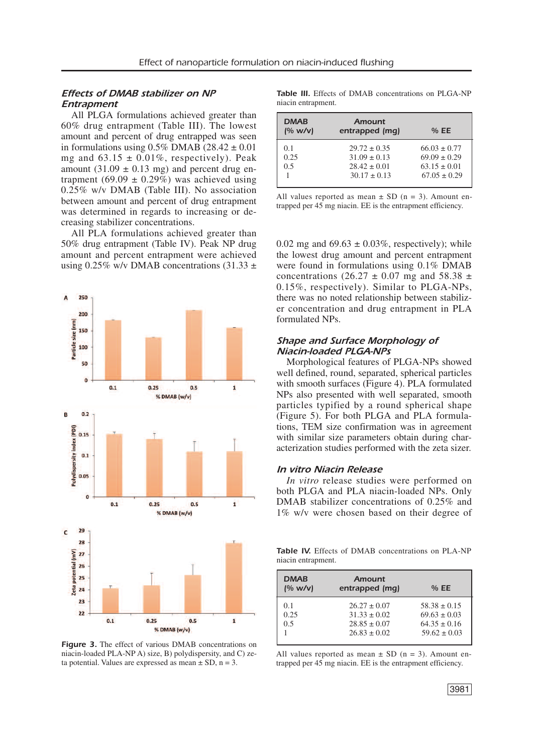### *Effects of DMAB stabilizer on NP Entrapment*

All PLGA formulations achieved greater than 60% drug entrapment (Table III). The lowest amount and percent of drug entrapped was seen in formulations using 0.5% DMAB (28.42 ± 0.01 mg and 63.15 ± 0.01%, respectively). Peak amount (31.09 ± 0.13 mg) and percent drug entrapment (69.09 ± 0.29%) was achieved using 0.25% w/v DMAB (Table III). No association between amount and percent of drug entrapment was determined in regards to increasing or decreasing stabilizer concentrations.

All PLA formulations achieved greater than 50% drug entrapment (Table IV). Peak NP drug amount and percent entrapment were achieved using 0.25% w/v DMAB concentrations (31.33 ± 0.02 mg and 69.63 ± 0.03%, respectively); while the lowest drug amount and percent entrapment were found in formulations using 0.1% DMAB concentrations (26.27 ± 0.07 mg and 58.38 ± 0.15%, respectively). Similar to PLGA-NPs, there was no noted relationship between stabilizer concentration and drug entrapment in PLA formulated NPs.

**Table III.** Effects of DMAB concentrations on PLGA-NP niacin entrapment.

| DMAB (% w/v) | Amount entrapped (mg) | % EE |
|---|---|---|
| 0.1 | 29.72 ± 0.35 | 66.03 ± 0.77 |
| 0.25 | 31.09 ± 0.13 | 69.09 ± 0.29 |
| 0.5 | 28.42 ± 0.01 | 63.15 ± 0.01 |
| 1 | 30.17 ± 0.13 | 67.05 ± 0.29 |

All values reported as mean ± SD (n = 3). Amount entrapped per 45 mg niacin. EE is the entrapment efficiency.

**Figure 3.** The effect of various DMAB concentrations on niacin-loaded PLA-NP A) size, B) polydispersity, and C) zeta potential. Values are expressed as mean ± SD, n = 3.

### *Shape and Surface Morphology of Niacin-loaded PLGA-NPs*

Morphological features of PLGA-NPs showed well defined, round, separated, spherical particles with smooth surfaces (Figure 4). PLA formulated NPs also presented with well separated, smooth particles typified by a round spherical shape (Figure 5). For both PLGA and PLA formulations, TEM size confirmation was in agreement with similar size parameters obtain during characterization studies performed with the zeta sizer.

### *In vitro Niacin Release*

*In vitro* release studies were performed on both PLGA and PLA niacin-loaded NPs. Only DMAB stabilizer concentrations of 0.25% and 1% w/v were chosen based on their degree of

**Table IV.** Effects of DMAB concentrations on PLA-NP niacin entrapment.

| DMAB (% w/v) | Amount entrapped (mg) | % EE |
|---|---|---|
| 0.1 | 26.27 ± 0.07 | 58.38 ± 0.15 |
| 0.25 | 31.33 ± 0.02 | 69.63 ± 0.03 |
| 0.5 | 28.85 ± 0.07 | 64.35 ± 0.16 |
| 1 | 26.83 ± 0.02 | 59.62 ± 0.03 |

All values reported as mean ± SD (n = 3). Amount entrapped per 45 mg niacin. EE is the entrapment efficiency.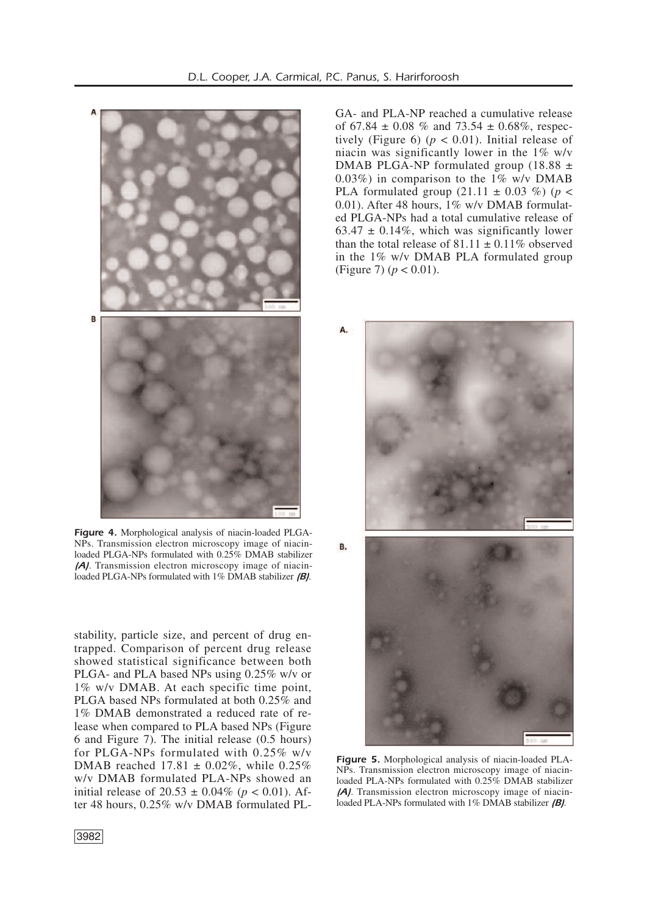stability, particle size, and percent of drug entrapped. Comparison of percent drug release showed statistical significance between both PLGA- and PLA based NPs using 0.25% w/v or 1% w/v DMAB. At each specific time point, PLGA based NPs formulated at both 0.25% and 1% DMAB demonstrated a reduced rate of release when compared to PLA based NPs (Figure 6 and Figure 7). The initial release (0.5 hours) for PLGA-NPs formulated with 0.25% w/v DMAB reached 17.81 ± 0.02%, while 0.25% w/v DMAB formulated PLA-NPs showed an initial release of 20.53 ± 0.04% ($p < 0.01$). After 48 hours, 0.25% w/v DMAB formulated PLGA- and PLA-NP reached a cumulative release of 67.84 ± 0.08 % and 73.54 ± 0.68%, respectively (Figure 6) ($p < 0.01$). Initial release of niacin was significantly lower in the 1% w/v DMAB PLGA-NP formulated group (18.88 ± 0.03%) in comparison to the 1% w/v DMAB PLA formulated group (21.11 ± 0.03 %) ($p < 0.01$). After 48 hours, 1% w/v DMAB formulated PLGA-NPs had a total cumulative release of 63.47 ± 0.14%, which was significantly lower than the total release of 81.11 ± 0.11% observed in the 1% w/v DMAB PLA formulated group (Figure 7) ($p < 0.01$).

**Figure 4.** Morphological analysis of niacin-loaded PLGA-NPs. Transmission electron microscopy image of niacin-loaded PLGA-NPs formulated with 0.25% DMAB stabilizer ***(A)***. Transmission electron microscopy image of niacin-loaded PLGA-NPs formulated with 1% DMAB stabilizer ***(B)***.

**Figure 5.** Morphological analysis of niacin-loaded PLA-NPs. Transmission electron microscopy image of niacin-loaded PLA-NPs formulated with 0.25% DMAB stabilizer ***(A)***. Transmission electron microscopy image of niacin-loaded PLA-NPs formulated with 1% DMAB stabilizer ***(B)***.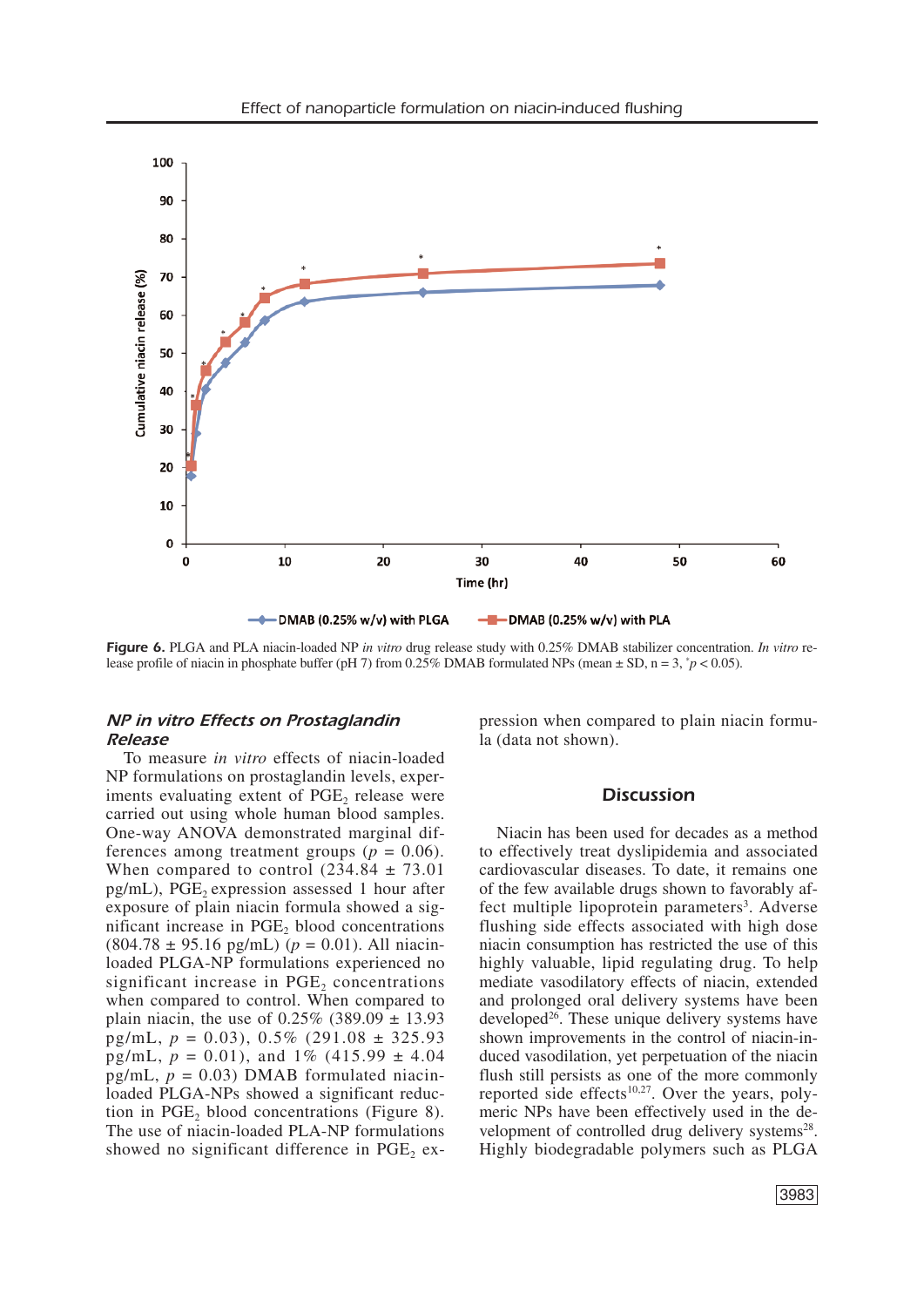**Figure 6.** PLGA and PLA niacin-loaded NP *in vitro* drug release study with 0.25% DMAB stabilizer concentration. *In vitro* release profile of niacin in phosphate buffer (pH 7) from 0.25% DMAB formulated NPs (mean ± SD, n = 3, $^*p < 0.05$).

### *NP in vitro Effects on Prostaglandin Release*

To measure *in vitro* effects of niacin-loaded NP formulations on prostaglandin levels, experiments evaluating extent of $PGE_2$ release were carried out using whole human blood samples. One-way ANOVA demonstrated marginal differences among treatment groups ($p = 0.06$). When compared to control (234.84 ± 73.01 pg/mL), $PGE_2$ expression assessed 1 hour after exposure of plain niacin formula showed a significant increase in $PGE_2$ blood concentrations (804.78 ± 95.16 pg/mL) ($p = 0.01$). All niacin-loaded PLGA-NP formulations experienced no significant increase in $PGE_2$ concentrations when compared to control. When compared to plain niacin, the use of 0.25% (389.09 ± 13.93 pg/mL, $p = 0.03$), 0.5% (291.08 ± 325.93 pg/mL, $p = 0.01$), and 1% (415.99 ± 4.04 pg/mL, $p = 0.03$) DMAB formulated niacin-loaded PLGA-NPs showed a significant reduction in $PGE_2$ blood concentrations (Figure 8). The use of niacin-loaded PLA-NP formulations showed no significant difference in $PGE_2$ expression when compared to plain niacin formula (data not shown).

## Discussion

Niacin has been used for decades as a method to effectively treat dyslipidemia and associated cardiovascular diseases. To date, it remains one of the few available drugs shown to favorably affect multiple lipoprotein parameters[3]. Adverse flushing side effects associated with high dose niacin consumption has restricted the use of this highly valuable, lipid regulating drug. To help mediate vasodilatory effects of niacin, extended and prolonged oral delivery systems have been developed[26]. These unique delivery systems have shown improvements in the control of niacin-induced vasodilation, yet perpetuation of the niacin flush still persists as one of the more commonly reported side effects[10,27]. Over the years, polymeric NPs have been effectively used in the development of controlled drug delivery systems[28]. Highly biodegradable polymers such as PLGA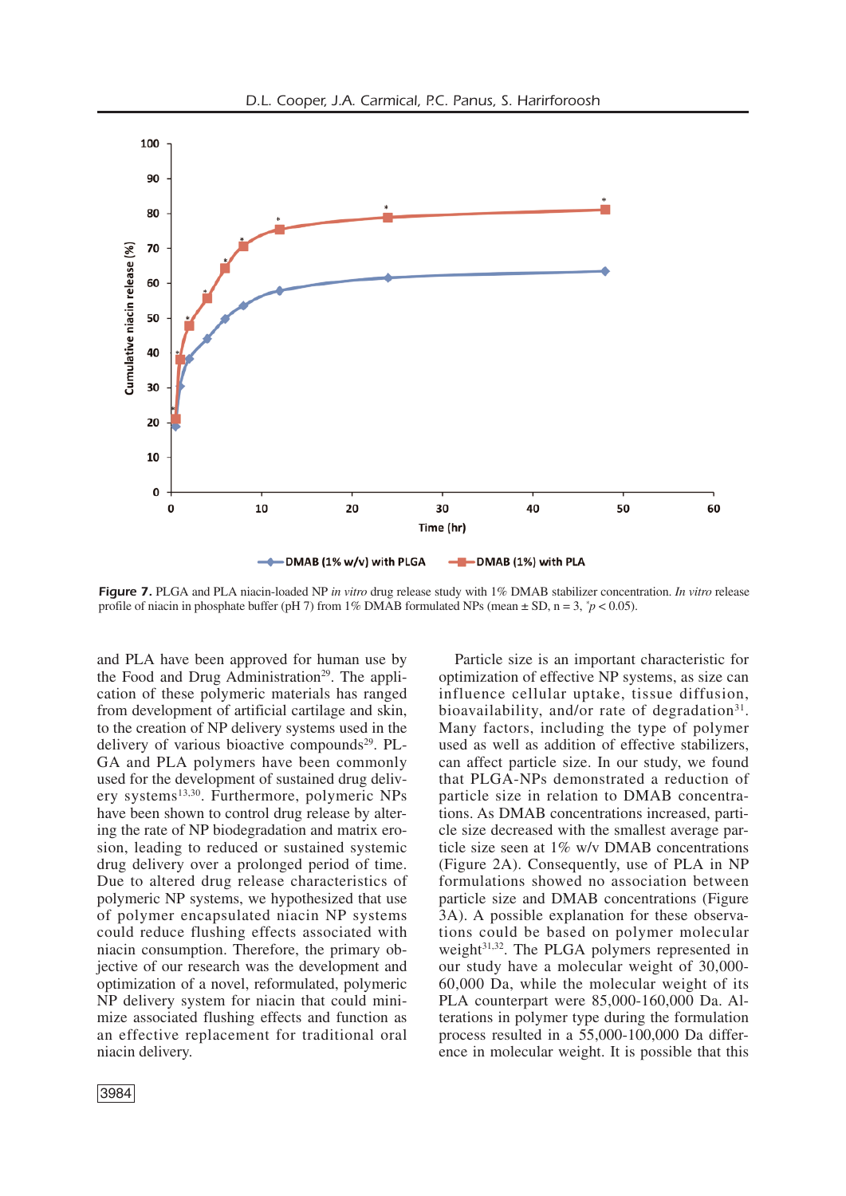**Figure 7.** PLGA and PLA niacin-loaded NP *in vitro* drug release study with 1% DMAB stabilizer concentration. *In vitro* release profile of niacin in phosphate buffer (pH 7) from 1% DMAB formulated NPs (mean ± SD, n = 3, $^{*}p < 0.05$).

and PLA have been approved for human use by the Food and Drug Administration[29]. The application of these polymeric materials has ranged from development of artificial cartilage and skin, to the creation of NP delivery systems used in the delivery of various bioactive compounds[29]. PLGA and PLA polymers have been commonly used for the development of sustained drug delivery systems[13,30]. Furthermore, polymeric NPs have been shown to control drug release by altering the rate of NP biodegradation and matrix erosion, leading to reduced or sustained systemic drug delivery over a prolonged period of time. Due to altered drug release characteristics of polymeric NP systems, we hypothesized that use of polymer encapsulated niacin NP systems could reduce flushing effects associated with niacin consumption. Therefore, the primary objective of our research was the development and optimization of a novel, reformulated, polymeric NP delivery system for niacin that could minimize associated flushing effects and function as an effective replacement for traditional oral niacin delivery.

Particle size is an important characteristic for optimization of effective NP systems, as size can influence cellular uptake, tissue diffusion, bioavailability, and/or rate of degradation[31]. Many factors, including the type of polymer used as well as addition of effective stabilizers, can affect particle size. In our study, we found that PLGA-NPs demonstrated a reduction of particle size in relation to DMAB concentrations. As DMAB concentrations increased, particle size decreased with the smallest average particle size seen at 1% w/v DMAB concentrations (Figure 2A). Consequently, use of PLA in NP formulations showed no association between particle size and DMAB concentrations (Figure 3A). A possible explanation for these observations could be based on polymer molecular weight[31,32]. The PLGA polymers represented in our study have a molecular weight of 30,000-60,000 Da, while the molecular weight of its PLA counterpart were 85,000-160,000 Da. Alterations in polymer type during the formulation process resulted in a 55,000-100,000 Da difference in molecular weight. It is possible that this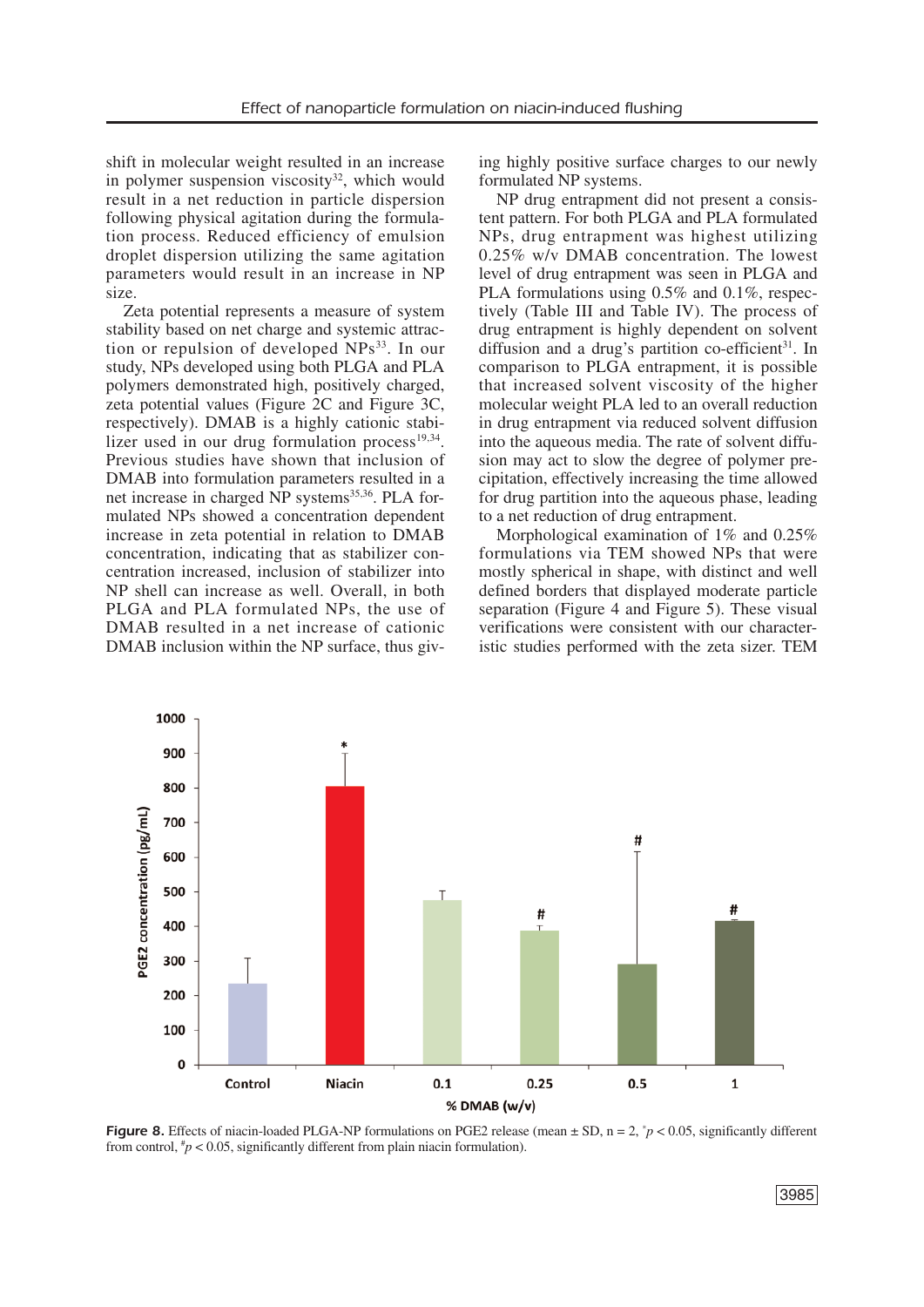shift in molecular weight resulted in an increase in polymer suspension viscosity[32], which would result in a net reduction in particle dispersion following physical agitation during the formulation process. Reduced efficiency of emulsion droplet dispersion utilizing the same agitation parameters would result in an increase in NP size.

Zeta potential represents a measure of system stability based on net charge and systemic attraction or repulsion of developed NPs[33]. In our study, NPs developed using both PLGA and PLA polymers demonstrated high, positively charged, zeta potential values (Figure 2C and Figure 3C, respectively). DMAB is a highly cationic stabilizer used in our drug formulation process[19,34]. Previous studies have shown that inclusion of DMAB into formulation parameters resulted in a net increase in charged NP systems[35,36]. PLA formulated NPs showed a concentration dependent increase in zeta potential in relation to DMAB concentration, indicating that as stabilizer concentration increased, inclusion of stabilizer into NP shell can increase as well. Overall, in both PLGA and PLA formulated NPs, the use of DMAB resulted in a net increase of cationic DMAB inclusion within the NP surface, thus giving highly positive surface charges to our newly formulated NP systems.

NP drug entrapment did not present a consistent pattern. For both PLGA and PLA formulated NPs, drug entrapment was highest utilizing 0.25% w/v DMAB concentration. The lowest level of drug entrapment was seen in PLGA and PLA formulations using 0.5% and 0.1%, respectively (Table III and Table IV). The process of drug entrapment is highly dependent on solvent diffusion and a drug's partition co-efficient[31]. In comparison to PLGA entrapment, it is possible that increased solvent viscosity of the higher molecular weight PLA led to an overall reduction in drug entrapment via reduced solvent diffusion into the aqueous media. The rate of solvent diffusion may act to slow the degree of polymer precipitation, effectively increasing the time allowed for drug partition into the aqueous phase, leading to a net reduction of drug entrapment.

Morphological examination of 1% and 0.25% formulations via TEM showed NPs that were mostly spherical in shape, with distinct and well defined borders that displayed moderate particle separation (Figure 4 and Figure 5). These visual verifications were consistent with our characteristic studies performed with the zeta sizer. TEM

**Figure 8.** Effects of niacin-loaded PLGA-NP formulations on PGE2 release (mean ± SD, n = 2, $^{*}p < 0.05$, significantly different from control, $^{\#}p < 0.05$, significantly different from plain niacin formulation).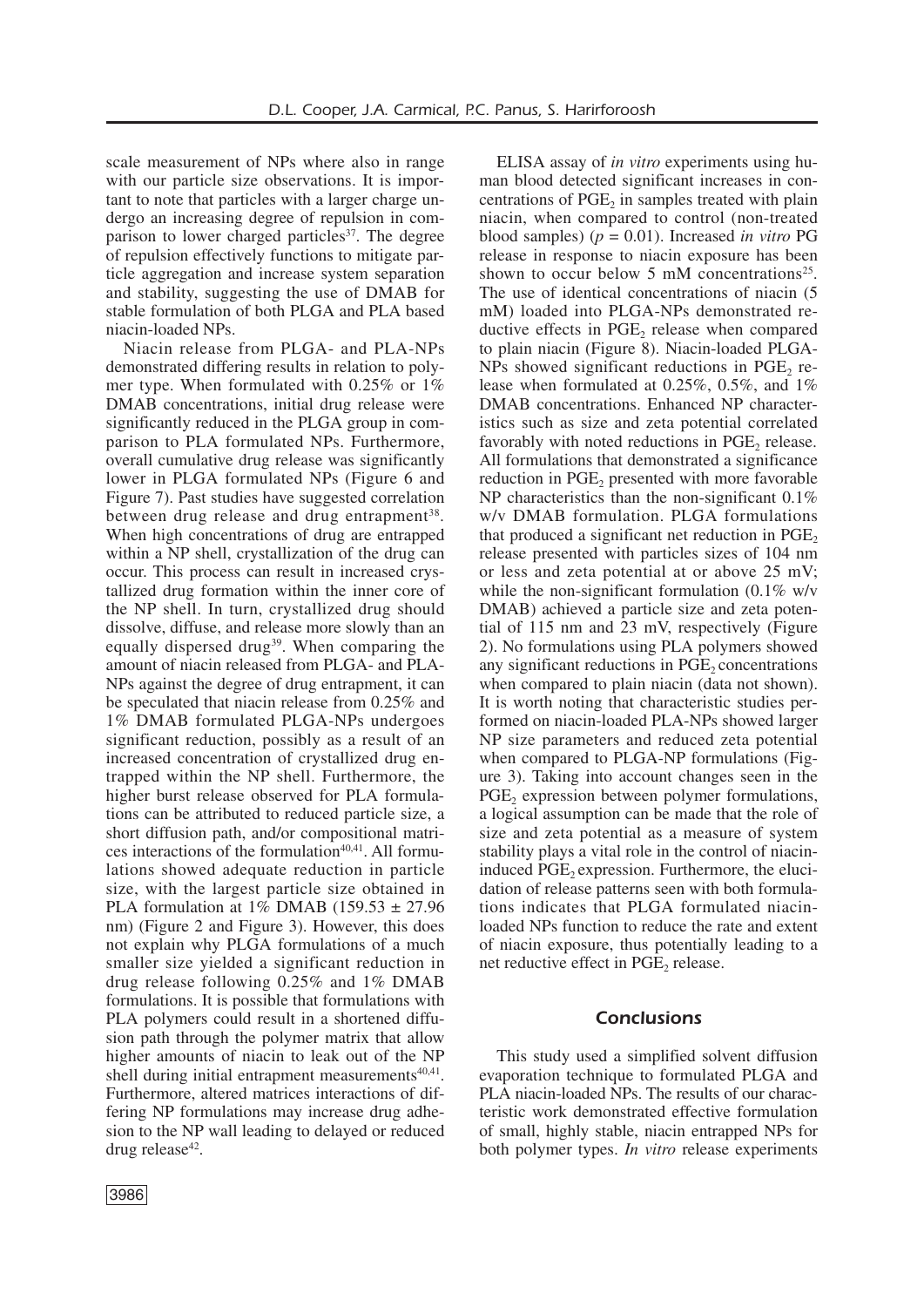scale measurement of NPs where also in range with our particle size observations. It is important to note that particles with a larger charge undergo an increasing degree of repulsion in comparison to lower charged particles[37]. The degree of repulsion effectively functions to mitigate particle aggregation and increase system separation and stability, suggesting the use of DMAB for stable formulation of both PLGA and PLA based niacin-loaded NPs.

Niacin release from PLGA- and PLA-NPs demonstrated differing results in relation to polymer type. When formulated with 0.25% or 1% DMAB concentrations, initial drug release were significantly reduced in the PLGA group in comparison to PLA formulated NPs. Furthermore, overall cumulative drug release was significantly lower in PLGA formulated NPs (Figure 6 and Figure 7). Past studies have suggested correlation between drug release and drug entrapment[38]. When high concentrations of drug are entrapped within a NP shell, crystallization of the drug can occur. This process can result in increased crystallized drug formation within the inner core of the NP shell. In turn, crystallized drug should dissolve, diffuse, and release more slowly than an equally dispersed drug[39]. When comparing the amount of niacin released from PLGA- and PLA-NPs against the degree of drug entrapment, it can be speculated that niacin release from 0.25% and 1% DMAB formulated PLGA-NPs undergoes significant reduction, possibly as a result of an increased concentration of crystallized drug entrapped within the NP shell. Furthermore, the higher burst release observed for PLA formulations can be attributed to reduced particle size, a short diffusion path, and/or compositional matrices interactions of the formulation[40,41]. All formulations showed adequate reduction in particle size, with the largest particle size obtained in PLA formulation at 1% DMAB (159.53 ± 27.96 nm) (Figure 2 and Figure 3). However, this does not explain why PLGA formulations of a much smaller size yielded a significant reduction in drug release following 0.25% and 1% DMAB formulations. It is possible that formulations with PLA polymers could result in a shortened diffusion path through the polymer matrix that allow higher amounts of niacin to leak out of the NP shell during initial entrapment measurements[40,41]. Furthermore, altered matrices interactions of differing NP formulations may increase drug adhesion to the NP wall leading to delayed or reduced drug release[42].

ELISA assay of *in vitro* experiments using human blood detected significant increases in concentrations of $PGE_2$ in samples treated with plain niacin, when compared to control (non-treated blood samples) ($p = 0.01$). Increased *in vitro* PG release in response to niacin exposure has been shown to occur below 5 mM concentrations[25]. The use of identical concentrations of niacin (5 mM) loaded into PLGA-NPs demonstrated reductive effects in $PGE_2$ release when compared to plain niacin (Figure 8). Niacin-loaded PLGA-NPs showed significant reductions in $PGE_2$ release when formulated at 0.25%, 0.5%, and 1% DMAB concentrations. Enhanced NP characteristics such as size and zeta potential correlated favorably with noted reductions in $PGE_2$ release. All formulations that demonstrated a significance reduction in $PGE_2$ presented with more favorable NP characteristics than the non-significant 0.1% w/v DMAB formulation. PLGA formulations that produced a significant net reduction in $PGE_2$ release presented with particles sizes of 104 nm or less and zeta potential at or above 25 mV; while the non-significant formulation (0.1% w/v DMAB) achieved a particle size and zeta potential of 115 nm and 23 mV, respectively (Figure 2). No formulations using PLA polymers showed any significant reductions in $PGE_2$ concentrations when compared to plain niacin (data not shown). It is worth noting that characteristic studies performed on niacin-loaded PLA-NPs showed larger NP size parameters and reduced zeta potential when compared to PLGA-NP formulations (Figure 3). Taking into account changes seen in the $PGE_2$ expression between polymer formulations, a logical assumption can be made that the role of size and zeta potential as a measure of system stability plays a vital role in the control of niacin-induced $PGE_2$ expression. Furthermore, the elucidation of release patterns seen with both formulations indicates that PLGA formulated niacin-loaded NPs function to reduce the rate and extent of niacin exposure, thus potentially leading to a net reductive effect in $PGE_2$ release.

## Conclusions

This study used a simplified solvent diffusion evaporation technique to formulated PLGA and PLA niacin-loaded NPs. The results of our characteristic work demonstrated effective formulation of small, highly stable, niacin entrapped NPs for both polymer types. *In vitro* release experiments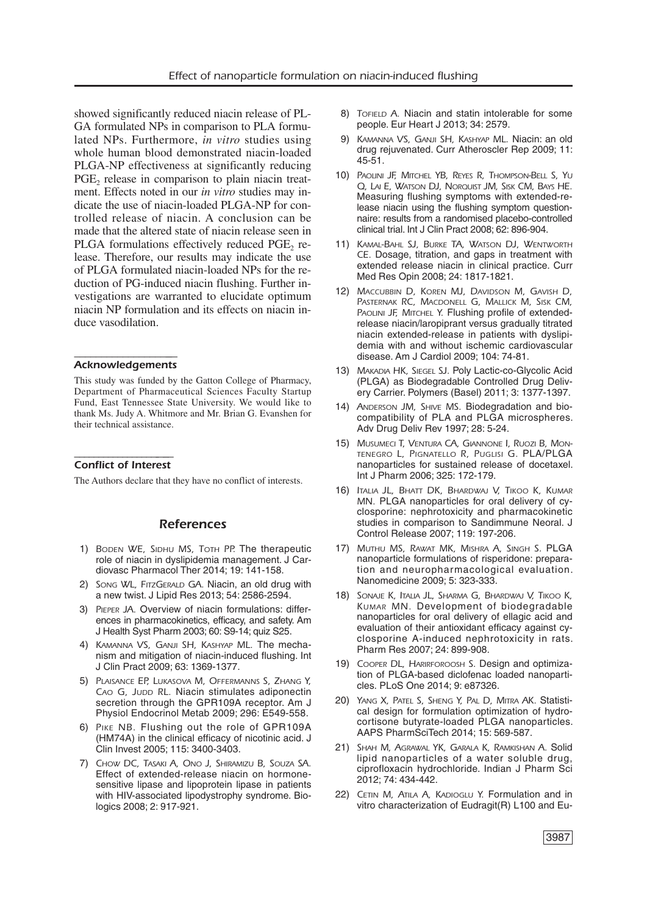showed significantly reduced niacin release of PLGA formulated NPs in comparison to PLA formulated NPs. Furthermore, *in vitro* studies using whole human blood demonstrated niacin-loaded PLGA-NP effectiveness at significantly reducing $PGE_2$ release in comparison to plain niacin treatment. Effects noted in our *in vitro* studies may indicate the use of niacin-loaded PLGA-NP for controlled release of niacin. A conclusion can be made that the altered state of niacin release seen in PLGA formulations effectively reduced $PGE_2$ release. Therefore, our results may indicate the use of PLGA formulated niacin-loaded NPs for the reduction of PG-induced niacin flushing. Further investigations are warranted to elucidate optimum niacin NP formulation and its effects on niacin induce vasodilation.

### Acknowledgements

This study was funded by the Gatton College of Pharmacy, Department of Pharmaceutical Sciences Faculty Startup Fund, East Tennessee State University. We would like to thank Ms. Judy A. Whitmore and Mr. Brian G. Evanshen for their technical assistance.

### Conflict of Interest

The Authors declare that they have no conflict of interests.

## References

1) Boden WE, Sidhu MS, Toth PP. The therapeutic role of niacin in dyslipidemia management. J Cardiovasc Pharmacol Ther 2014; 19: 141-158.
2) Song WL, FitzGerald GA. Niacin, an old drug with a new twist. J Lipid Res 2013; 54: 2586-2594.
3) Pieper JA. Overview of niacin formulations: differences in pharmacokinetics, efficacy, and safety. Am J Health Syst Pharm 2003; 60: S9-14; quiz S25.
4) Kamanna VS, Ganji SH, Kashyap ML. The mechanism and mitigation of niacin-induced flushing. Int J Clin Pract 2009; 63: 1369-1377.
5) Plaisance EP, Lukasova M, Offermanns S, Zhang Y, Cao G, Judd RL. Niacin stimulates adiponectin secretion through the GPR109A receptor. Am J Physiol Endocrinol Metab 2009; 296: E549-558.
6) Pike NB. Flushing out the role of GPR109A (HM74A) in the clinical efficacy of nicotinic acid. J Clin Invest 2005; 115: 3400-3403.
7) Chow DC, Tasaki A, Ono J, Shiramizu B, Souza SA. Effect of extended-release niacin on hormone-sensitive lipase and lipoprotein lipase in patients with HIV-associated lipodystrophy syndrome. Biologics 2008; 2: 917-921.
8) Tofield A. Niacin and statin intolerable for some people. Eur Heart J 2013; 34: 2579.
9) Kamanna VS, Ganji SH, Kashyap ML. Niacin: an old drug rejuvenated. Curr Atheroscler Rep 2009; 11: 45-51.
10) Paolini JF, Mitchel YB, Reyes R, Thompson-Bell S, Yu Q, Lai E, Watson DJ, Norquist JM, Sisk CM, Bays HE. Measuring flushing symptoms with extended-release niacin using the flushing symptom questionnaire: results from a randomised placebo-controlled clinical trial. Int J Clin Pract 2008; 62: 896-904.
11) Kamal-Bahl SJ, Burke TA, Watson DJ, Wentworth CE. Dosage, titration, and gaps in treatment with extended release niacin in clinical practice. Curr Med Res Opin 2008; 24: 1817-1821.
12) Maccubbin D, Koren MJ, Davidson M, Gavish D, Pasternak RC, Macdonell G, Mallick M, Sisk CM, Paolini JF, Mitchel Y. Flushing profile of extended-release niacin/laropiprant versus gradually titrated niacin extended-release in patients with dyslipidemia with and without ischemic cardiovascular disease. Am J Cardiol 2009; 104: 74-81.
13) Makadia HK, Siegel SJ. Poly Lactic-co-Glycolic Acid (PLGA) as Biodegradable Controlled Drug Delivery Carrier. Polymers (Basel) 2011; 3: 1377-1397.
14) Anderson JM, Shive MS. Biodegradation and biocompatibility of PLA and PLGA microspheres. Adv Drug Deliv Rev 1997; 28: 5-24.
15) Musumeci T, Ventura CA, Giannone I, Ruozi B, Montenegro L, Pignatello R, Puglisi G. PLA/PLGA nanoparticles for sustained release of docetaxel. Int J Pharm 2006; 325: 172-179.
16) Italia JL, Bhatt DK, Bhardwaj V, Tikoo K, Kumar MN. PLGA nanoparticles for oral delivery of cyclosporine: nephrotoxicity and pharmacokinetic studies in comparison to Sandimmune Neoral. J Control Release 2007; 119: 197-206.
17) Muthu MS, Rawat MK, Mishra A, Singh S. PLGA nanoparticle formulations of risperidone: preparation and neuropharmacological evaluation. Nanomedicine 2009; 5: 323-333.
18) Sonaje K, Italia JL, Sharma G, Bhardwaj V, Tikoo K, Kumar MN. Development of biodegradable nanoparticles for oral delivery of ellagic acid and evaluation of their antioxidant efficacy against cyclosporine A-induced nephrotoxicity in rats. Pharm Res 2007; 24: 899-908.
19) Cooper DL, Harirforoosh S. Design and optimization of PLGA-based diclofenac loaded nanoparticles. PLoS One 2014; 9: e87326.
20) Yang X, Patel S, Sheng Y, Pal D, Mitra AK. Statistical design for formulation optimization of hydrocortisone butyrate-loaded PLGA nanoparticles. AAPS PharmSciTech 2014; 15: 569-587.
21) Shah M, Agrawal YK, Garala K, Ramkishan A. Solid lipid nanoparticles of a water soluble drug, ciprofloxacin hydrochloride. Indian J Pharm Sci 2012; 74: 434-442.
22) Cetin M, Atila A, Kadioglu Y. Formulation and in vitro characterization of Eudragit(R) L100 and Eu-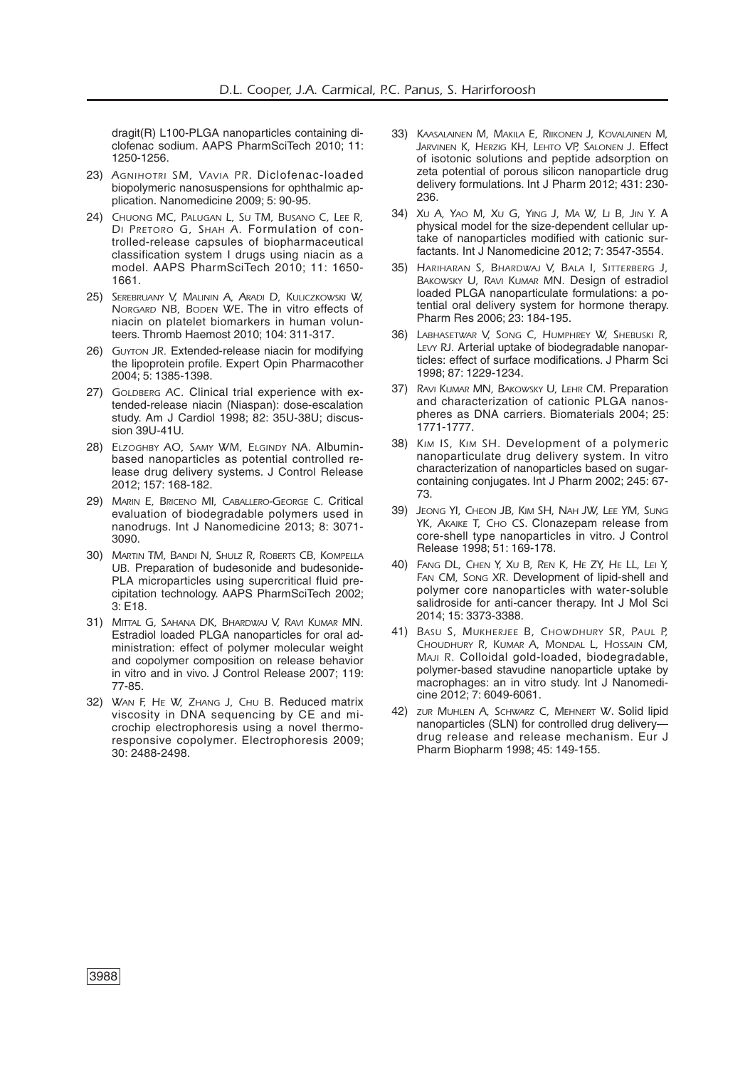dragit(R) L100-PLGA nanoparticles containing diclofenac sodium. AAPS PharmSciTech 2010; 11: 1250-1256.

23) Agnihotri SM, Vavia PR. Diclofenac-loaded biopolymeric nanosuspensions for ophthalmic application. Nanomedicine 2009; 5: 90-95.

24) Chuong MC, Palugan L, Su TM, Busano C, Lee R, Di Pretoro G, Shah A. Formulation of controlled-release capsules of biopharmaceutical classification system I drugs using niacin as a model. AAPS PharmSciTech 2010; 11: 1650-1661.

25) Serebruany V, Malinin A, Aradi D, Kuliczkowski W, Norgard NB, Boden WE. The in vitro effects of niacin on platelet biomarkers in human volunteers. Thromb Haemost 2010; 104: 311-317.

26) Guyton JR. Extended-release niacin for modifying the lipoprotein profile. Expert Opin Pharmacother 2004; 5: 1385-1398.

27) Goldberg AC. Clinical trial experience with extended-release niacin (Niaspan): dose-escalation study. Am J Cardiol 1998; 82: 35U-38U; discussion 39U-41U.

28) Elzoghby AO, Samy WM, Elgindy NA. Albumin-based nanoparticles as potential controlled release drug delivery systems. J Control Release 2012; 157: 168-182.

29) Marin E, Briceno MI, Caballero-George C. Critical evaluation of biodegradable polymers used in nanodrugs. Int J Nanomedicine 2013; 8: 3071-3090.

30) Martin TM, Bandi N, Shulz R, Roberts CB, Kompella UB. Preparation of budesonide and budesonide-PLA microparticles using supercritical fluid precipitation technology. AAPS PharmSciTech 2002; 3: E18.

31) Mittal G, Sahana DK, Bhardwaj V, Ravi Kumar MN. Estradiol loaded PLGA nanoparticles for oral administration: effect of polymer molecular weight and copolymer composition on release behavior in vitro and in vivo. J Control Release 2007; 119: 77-85.

32) Wan F, He W, Zhang J, Chu B. Reduced matrix viscosity in DNA sequencing by CE and microchip electrophoresis using a novel thermoresponsive copolymer. Electrophoresis 2009; 30: 2488-2498.

33) Kaasalainen M, Makila E, Riikonen J, Kovalainen M, Jarvinen K, Herzig KH, Lehto VP, Salonen J. Effect of isotonic solutions and peptide adsorption on zeta potential of porous silicon nanoparticle drug delivery formulations. Int J Pharm 2012; 431: 230-236.

34) Xu A, Yao M, Xu G, Ying J, Ma W, Li B, Jin Y. A physical model for the size-dependent cellular uptake of nanoparticles modified with cationic surfactants. Int J Nanomedicine 2012; 7: 3547-3554.

35) Hariharan S, Bhardwaj V, Bala I, Sitterberg J, Bakowsky U, Ravi Kumar MN. Design of estradiol loaded PLGA nanoparticulate formulations: a potential oral delivery system for hormone therapy. Pharm Res 2006; 23: 184-195.

36) Labhasetwar V, Song C, Humphrey W, Shebuski R, Levy RJ. Arterial uptake of biodegradable nanoparticles: effect of surface modifications. J Pharm Sci 1998; 87: 1229-1234.

37) Ravi Kumar MN, Bakowsky U, Lehr CM. Preparation and characterization of cationic PLGA nanospheres as DNA carriers. Biomaterials 2004; 25: 1771-1777.

38) Kim IS, Kim SH. Development of a polymeric nanoparticulate drug delivery system. In vitro characterization of nanoparticles based on sugar-containing conjugates. Int J Pharm 2002; 245: 67-73.

39) Jeong YI, Cheon JB, Kim SH, Nah JW, Lee YM, Sung YK, Akaike T, Cho CS. Clonazepam release from core-shell type nanoparticles in vitro. J Control Release 1998; 51: 169-178.

40) Fang DL, Chen Y, Xu B, Ren K, He ZY, He LL, Lei Y, Fan CM, Song XR. Development of lipid-shell and polymer core nanoparticles with water-soluble salidroside for anti-cancer therapy. Int J Mol Sci 2014; 15: 3373-3388.

41) Basu S, Mukherjee B, Chowdhury SR, Paul P, Choudhury R, Kumar A, Mondal L, Hossain CM, Maji R. Colloidal gold-loaded, biodegradable, polymer-based stavudine nanoparticle uptake by macrophages: an in vitro study. Int J Nanomedicine 2012; 7: 6049-6061.

42) zur Muhlen A, Schwarz C, Mehnert W. Solid lipid nanoparticles (SLN) for controlled drug delivery—drug release and release mechanism. Eur J Pharm Biopharm 1998; 45: 149-155.